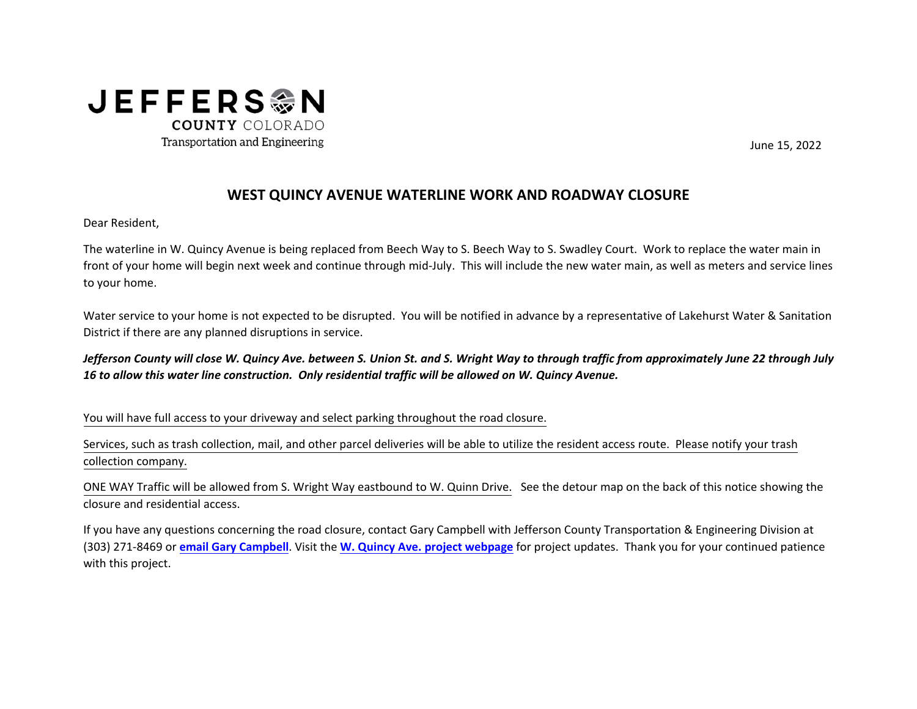**JEFFERSON**
**COUNTY** COLORADO
Transportation and Engineering

June 15, 2022

## WEST QUINCY AVENUE WATERLINE WORK AND ROADWAY CLOSURE

Dear Resident,

The waterline in W. Quincy Avenue is being replaced from Beech Way to S. Beech Way to S. Swadley Court. Work to replace the water main in front of your home will begin next week and continue through mid-July. This will include the new water main, as well as meters and service lines to your home.

Water service to your home is not expected to be disrupted. You will be notified in advance by a representative of Lakehurst Water & Sanitation District if there are any planned disruptions in service.

***Jefferson County will close W. Quincy Ave. between S. Union St. and S. Wright Way to through traffic from approximately June 22 through July 16 to allow this water line construction. Only residential traffic will be allowed on W. Quincy Avenue.***

You will have full access to your driveway and select parking throughout the road closure.

Services, such as trash collection, mail, and other parcel deliveries will be able to utilize the resident access route. Please notify your trash collection company.

ONE WAY Traffic will be allowed from S. Wright Way eastbound to W. Quinn Drive. See the detour map on the back of this notice showing the closure and residential access.

If you have any questions concerning the road closure, contact Gary Campbell with Jefferson County Transportation & Engineering Division at (303) 271-8469 or **email Gary Campbell**. Visit the **W. Quincy Ave. project webpage** for project updates. Thank you for your continued patience with this project.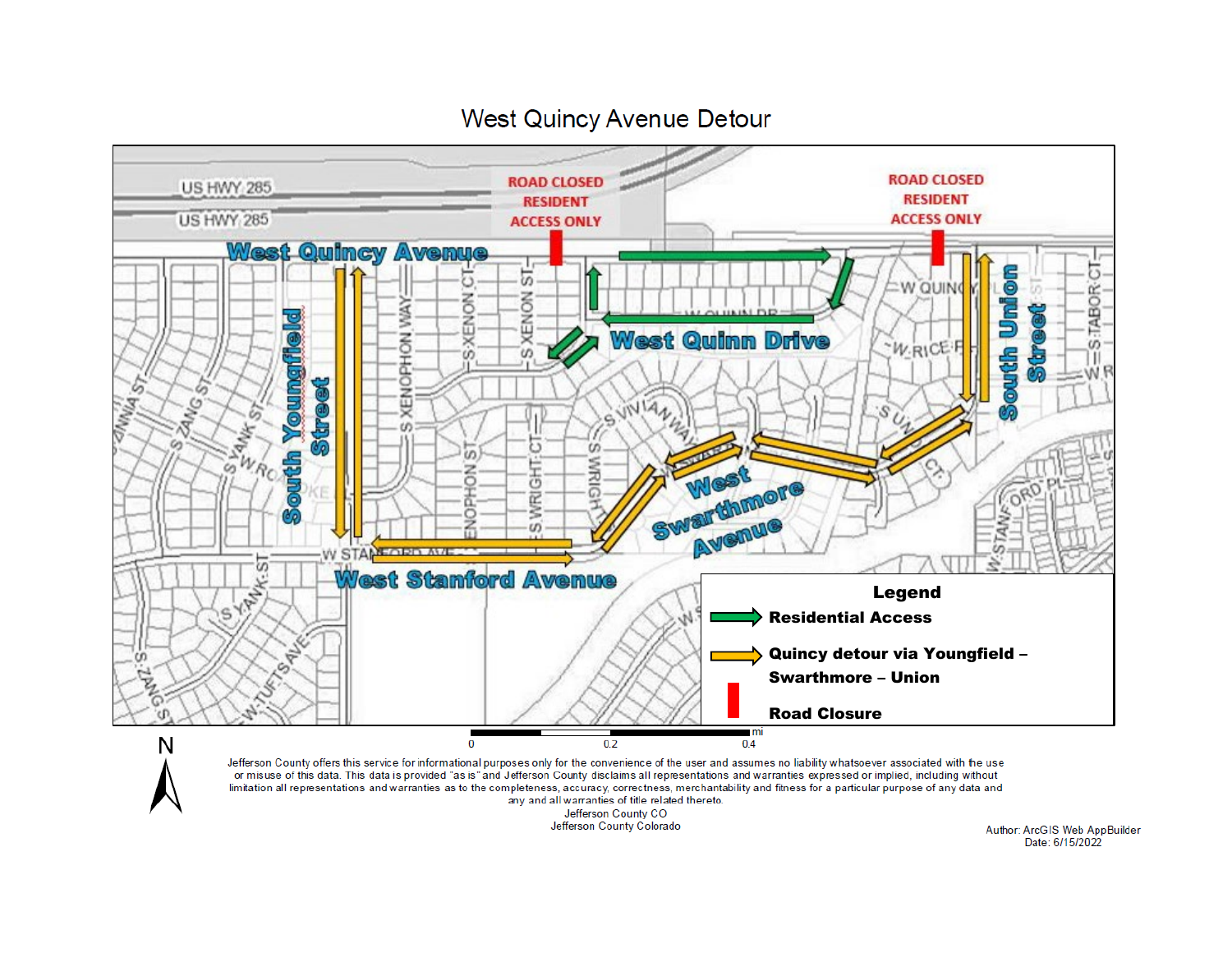# West Quincy Avenue Detour

US HWY 285

US HWY 285

ROAD CLOSED RESIDENT ACCESS ONLY

ROAD CLOSED RESIDENT ACCESS ONLY

West Quincy Avenue

West Quinn Drive

South Youngfield Street

South Union Street

West Swarthmore Avenue

West Stanford Avenue

**Legend**

**Residential Access**

**Quincy detour via Youngfield – Swarthmore – Union**

**Road Closure**

0 0.2 0.4 mi

N

Jefferson County offers this service for informational purposes only for the convenience of the user and assumes no liability whatsoever associated with the use or misuse of this data. This data is provided "as is" and Jefferson County disclaims all representations and warranties expressed or implied, including without limitation all representations and warranties as to the completeness, accuracy, correctness, merchantability and fitness for a particular purpose of any data and any and all warranties of title related thereto.

Jefferson County CO
Jefferson County Colorado

Author: ArcGIS Web AppBuilder
Date: 6/15/2022